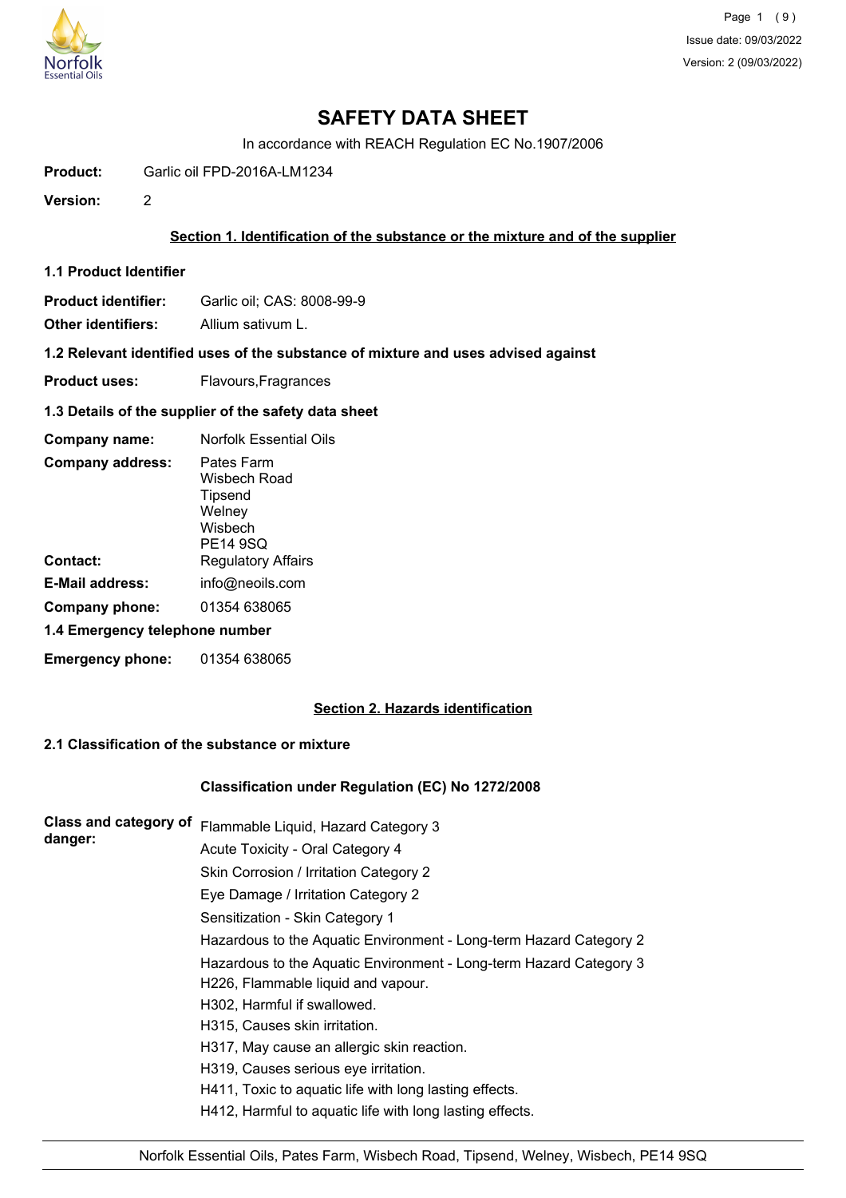# SAFETY DATA SHEET

In accordance with REACH Regulation EC No.1907/2006

**Product:** Garlic oil FPD-2016A-LM1234

**Version:** 2

## Section 1. Identification of the substance or the mixture and of the supplier

### 1.1 Product Identifier

**Product identifier:** Garlic oil; CAS: 8008-99-9

**Other identifiers:** Allium sativum L.

### 1.2 Relevant identified uses of the substance of mixture and uses advised against

**Product uses:** Flavours,Fragrances

### 1.3 Details of the supplier of the safety data sheet

**Company name:** Norfolk Essential Oils

**Company address:** Pates Farm
Wisbech Road
Tipsend
Welney
Wisbech
PE14 9SQ

**Contact:** Regulatory Affairs

**E-Mail address:** info@neoils.com

**Company phone:** 01354 638065

### 1.4 Emergency telephone number

**Emergency phone:** 01354 638065

## Section 2. Hazards identification

### 2.1 Classification of the substance or mixture

**Classification under Regulation (EC) No 1272/2008**

**Class and category of danger:**

Flammable Liquid, Hazard Category 3
Acute Toxicity - Oral Category 4
Skin Corrosion / Irritation Category 2
Eye Damage / Irritation Category 2
Sensitization - Skin Category 1
Hazardous to the Aquatic Environment - Long-term Hazard Category 2
Hazardous to the Aquatic Environment - Long-term Hazard Category 3

H226, Flammable liquid and vapour.
H302, Harmful if swallowed.
H315, Causes skin irritation.
H317, May cause an allergic skin reaction.
H319, Causes serious eye irritation.
H411, Toxic to aquatic life with long lasting effects.
H412, Harmful to aquatic life with long lasting effects.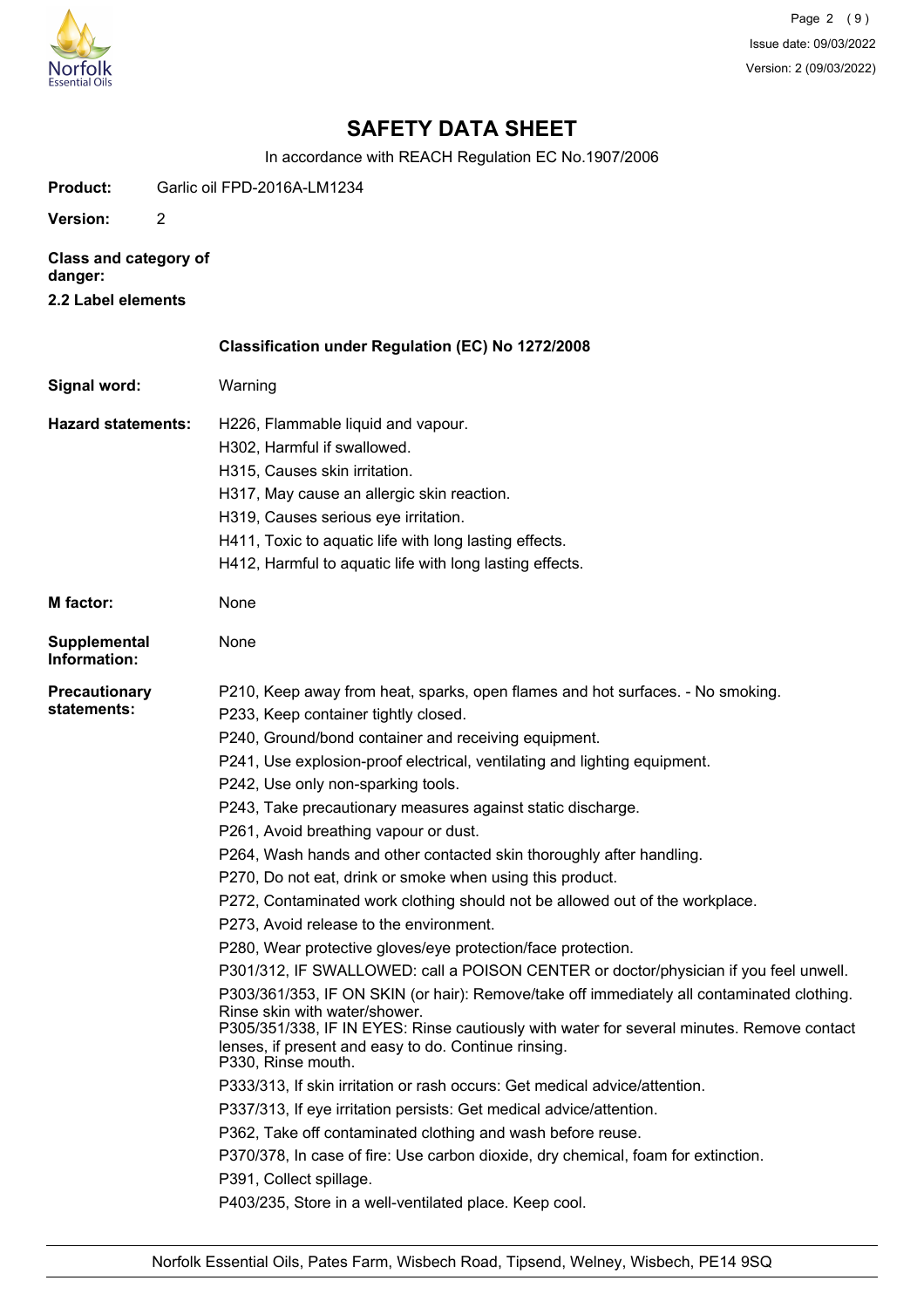# SAFETY DATA SHEET

In accordance with REACH Regulation EC No.1907/2006

**Product:** Garlic oil FPD-2016A-LM1234

**Version:** 2

**Class and category of danger:**

**2.2 Label elements**

**Classification under Regulation (EC) No 1272/2008**

**Signal word:** Warning

**Hazard statements:**

H226, Flammable liquid and vapour.
H302, Harmful if swallowed.
H315, Causes skin irritation.
H317, May cause an allergic skin reaction.
H319, Causes serious eye irritation.
H411, Toxic to aquatic life with long lasting effects.
H412, Harmful to aquatic life with long lasting effects.

**M factor:** None

**Supplemental Information:** None

**Precautionary statements:**

P210, Keep away from heat, sparks, open flames and hot surfaces. - No smoking.
P233, Keep container tightly closed.
P240, Ground/bond container and receiving equipment.
P241, Use explosion-proof electrical, ventilating and lighting equipment.
P242, Use only non-sparking tools.
P243, Take precautionary measures against static discharge.
P261, Avoid breathing vapour or dust.
P264, Wash hands and other contacted skin thoroughly after handling.
P270, Do not eat, drink or smoke when using this product.
P272, Contaminated work clothing should not be allowed out of the workplace.
P273, Avoid release to the environment.
P280, Wear protective gloves/eye protection/face protection.
P301/312, IF SWALLOWED: call a POISON CENTER or doctor/physician if you feel unwell.
P303/361/353, IF ON SKIN (or hair): Remove/take off immediately all contaminated clothing. Rinse skin with water/shower.
P305/351/338, IF IN EYES: Rinse cautiously with water for several minutes. Remove contact lenses, if present and easy to do. Continue rinsing.
P330, Rinse mouth.
P333/313, If skin irritation or rash occurs: Get medical advice/attention.
P337/313, If eye irritation persists: Get medical advice/attention.
P362, Take off contaminated clothing and wash before reuse.
P370/378, In case of fire: Use carbon dioxide, dry chemical, foam for extinction.
P391, Collect spillage.
P403/235, Store in a well-ventilated place. Keep cool.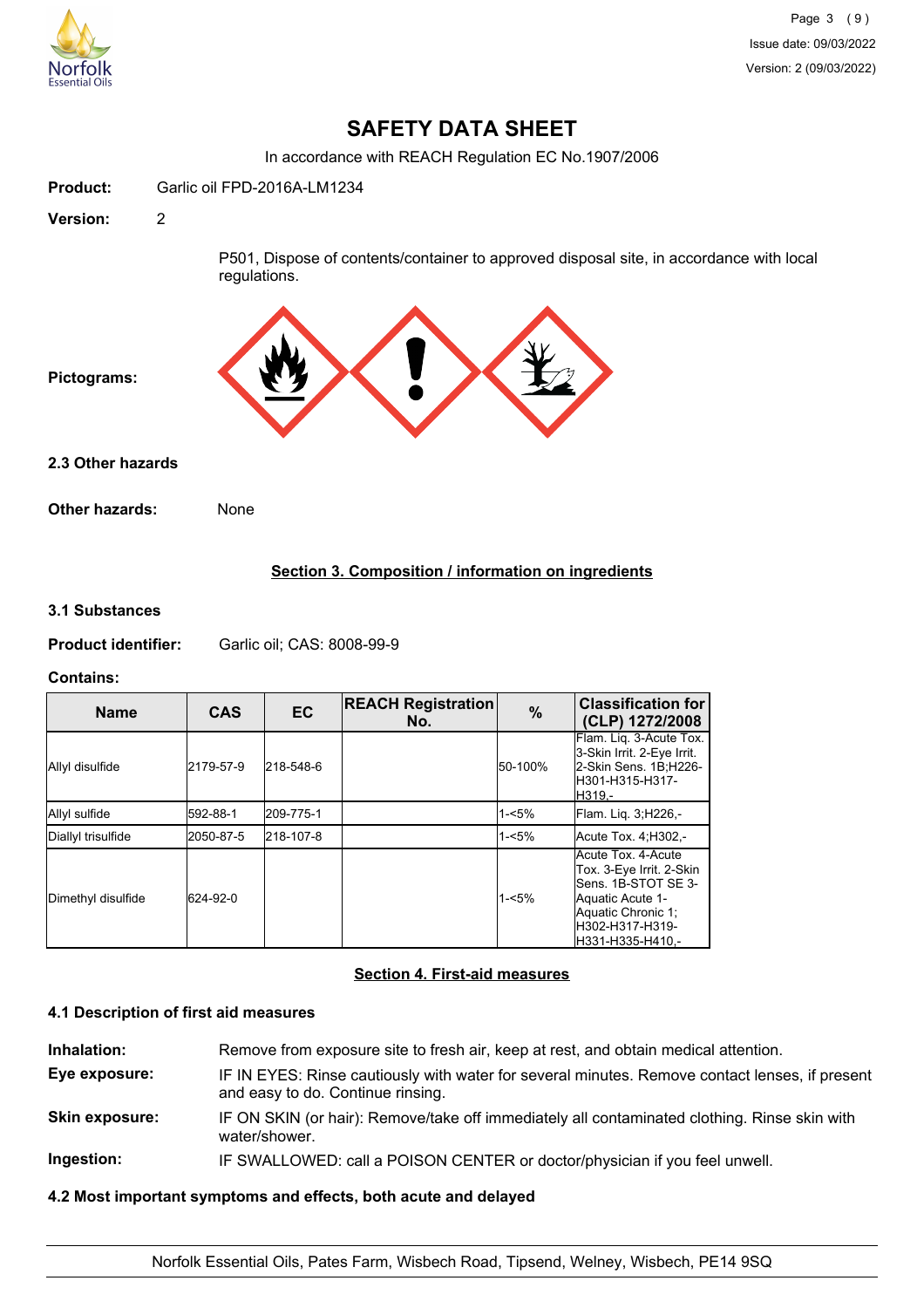# SAFETY DATA SHEET

In accordance with REACH Regulation EC No.1907/2006

**Product:** Garlic oil FPD-2016A-LM1234

**Version:** 2

P501, Dispose of contents/container to approved disposal site, in accordance with local regulations.

**Pictograms:**

### 2.3 Other hazards

**Other hazards:** None

## Section 3. Composition / information on ingredients

### 3.1 Substances

**Product identifier:** Garlic oil; CAS: 8008-99-9

**Contains:**

| Name | CAS | EC | REACH Registration No. | % | Classification for (CLP) 1272/2008 |
|---|---|---|---|---|---|
| Allyl disulfide | 2179-57-9 | 218-548-6 | | 50-100% | Flam. Liq. 3-Acute Tox. 3-Skin Irrit. 2-Eye Irrit. 2-Skin Sens. 1B;H226-H301-H315-H317-H319,- |
| Allyl sulfide | 592-88-1 | 209-775-1 | | 1-<5% | Flam. Liq. 3;H226,- |
| Diallyl trisulfide | 2050-87-5 | 218-107-8 | | 1-<5% | Acute Tox. 4;H302,- |
| Dimethyl disulfide | 624-92-0 | | | 1-<5% | Acute Tox. 4-Acute Tox. 3-Eye Irrit. 2-Skin Sens. 1B-STOT SE 3-Aquatic Acute 1-Aquatic Chronic 1;H302-H317-H319-H331-H335-H410,- |

## Section 4. First-aid measures

### 4.1 Description of first aid measures

**Inhalation:** Remove from exposure site to fresh air, keep at rest, and obtain medical attention.

**Eye exposure:** IF IN EYES: Rinse cautiously with water for several minutes. Remove contact lenses, if present and easy to do. Continue rinsing.

**Skin exposure:** IF ON SKIN (or hair): Remove/take off immediately all contaminated clothing. Rinse skin with water/shower.

**Ingestion:** IF SWALLOWED: call a POISON CENTER or doctor/physician if you feel unwell.

### 4.2 Most important symptoms and effects, both acute and delayed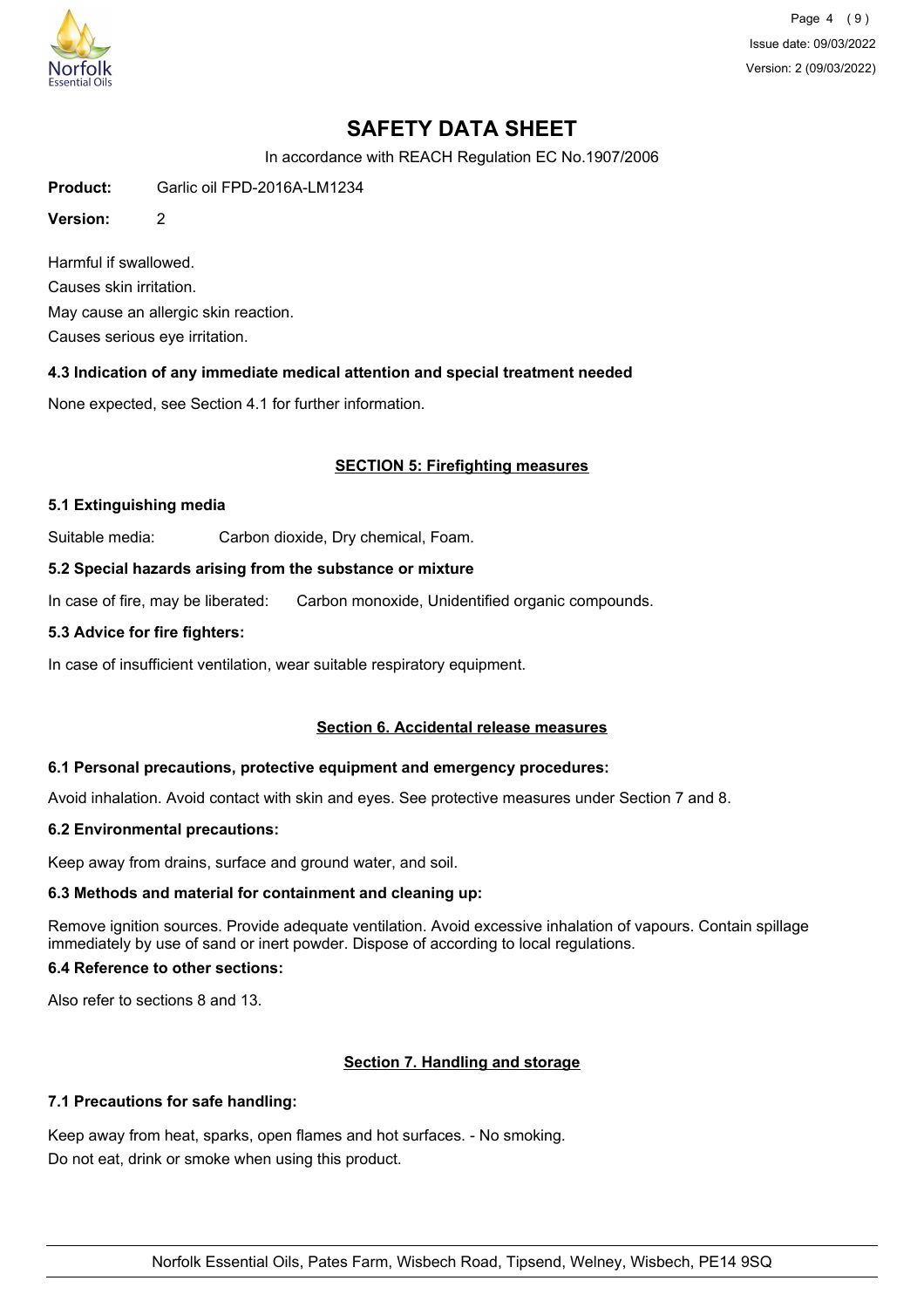# SAFETY DATA SHEET

In accordance with REACH Regulation EC No.1907/2006

**Product:** Garlic oil FPD-2016A-LM1234

**Version:** 2

Harmful if swallowed.
Causes skin irritation.
May cause an allergic skin reaction.
Causes serious eye irritation.

### 4.3 Indication of any immediate medical attention and special treatment needed

None expected, see Section 4.1 for further information.

## SECTION 5: Firefighting measures

### 5.1 Extinguishing media

Suitable media: Carbon dioxide, Dry chemical, Foam.

### 5.2 Special hazards arising from the substance or mixture

In case of fire, may be liberated: Carbon monoxide, Unidentified organic compounds.

### 5.3 Advice for fire fighters:

In case of insufficient ventilation, wear suitable respiratory equipment.

## Section 6. Accidental release measures

### 6.1 Personal precautions, protective equipment and emergency procedures:

Avoid inhalation. Avoid contact with skin and eyes. See protective measures under Section 7 and 8.

### 6.2 Environmental precautions:

Keep away from drains, surface and ground water, and soil.

### 6.3 Methods and material for containment and cleaning up:

Remove ignition sources. Provide adequate ventilation. Avoid excessive inhalation of vapours. Contain spillage immediately by use of sand or inert powder. Dispose of according to local regulations.

### 6.4 Reference to other sections:

Also refer to sections 8 and 13.

## Section 7. Handling and storage

### 7.1 Precautions for safe handling:

Keep away from heat, sparks, open flames and hot surfaces. - No smoking.
Do not eat, drink or smoke when using this product.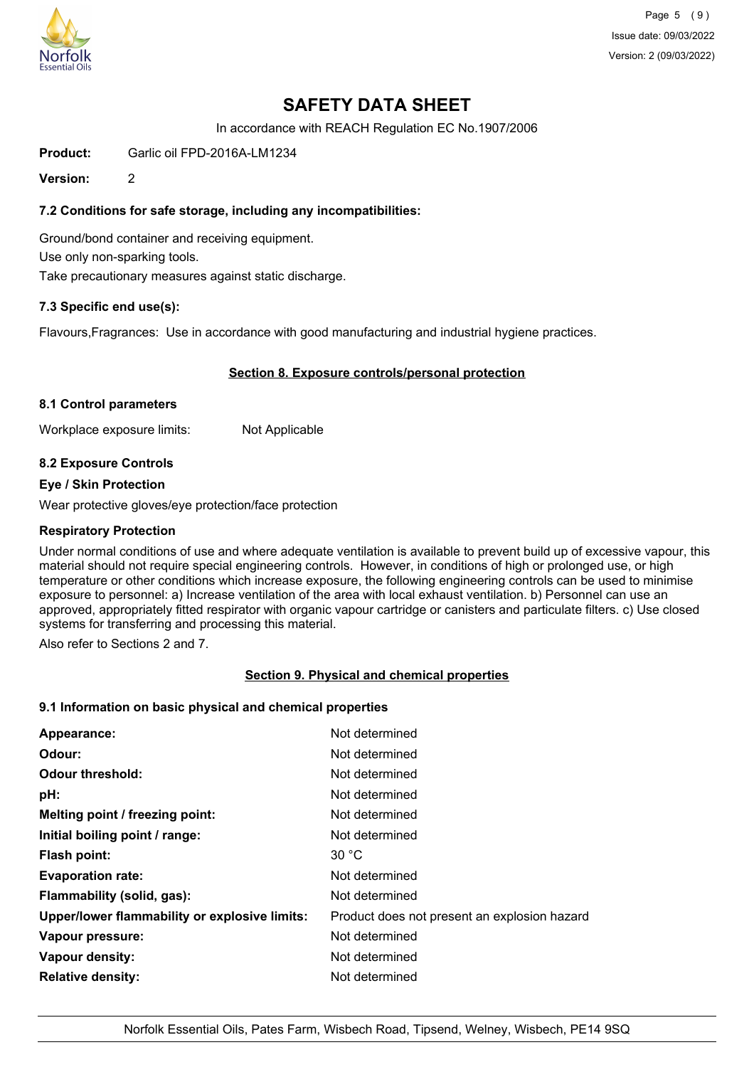# SAFETY DATA SHEET

In accordance with REACH Regulation EC No.1907/2006

**Product:** Garlic oil FPD-2016A-LM1234

**Version:** 2

### 7.2 Conditions for safe storage, including any incompatibilities:

Ground/bond container and receiving equipment.

Use only non-sparking tools.

Take precautionary measures against static discharge.

### 7.3 Specific end use(s):

Flavours,Fragrances: Use in accordance with good manufacturing and industrial hygiene practices.

## Section 8. Exposure controls/personal protection

### 8.1 Control parameters

Workplace exposure limits: Not Applicable

### 8.2 Exposure Controls

**Eye / Skin Protection**

Wear protective gloves/eye protection/face protection

**Respiratory Protection**

Under normal conditions of use and where adequate ventilation is available to prevent build up of excessive vapour, this material should not require special engineering controls. However, in conditions of high or prolonged use, or high temperature or other conditions which increase exposure, the following engineering controls can be used to minimise exposure to personnel: a) Increase ventilation of the area with local exhaust ventilation. b) Personnel can use an approved, appropriately fitted respirator with organic vapour cartridge or canisters and particulate filters. c) Use closed systems for transferring and processing this material.

Also refer to Sections 2 and 7.

## Section 9. Physical and chemical properties

### 9.1 Information on basic physical and chemical properties

| | |
|---|---|
| **Appearance:** | Not determined |
| **Odour:** | Not determined |
| **Odour threshold:** | Not determined |
| **pH:** | Not determined |
| **Melting point / freezing point:** | Not determined |
| **Initial boiling point / range:** | Not determined |
| **Flash point:** | 30 °C |
| **Evaporation rate:** | Not determined |
| **Flammability (solid, gas):** | Not determined |
| **Upper/lower flammability or explosive limits:** | Product does not present an explosion hazard |
| **Vapour pressure:** | Not determined |
| **Vapour density:** | Not determined |
| **Relative density:** | Not determined |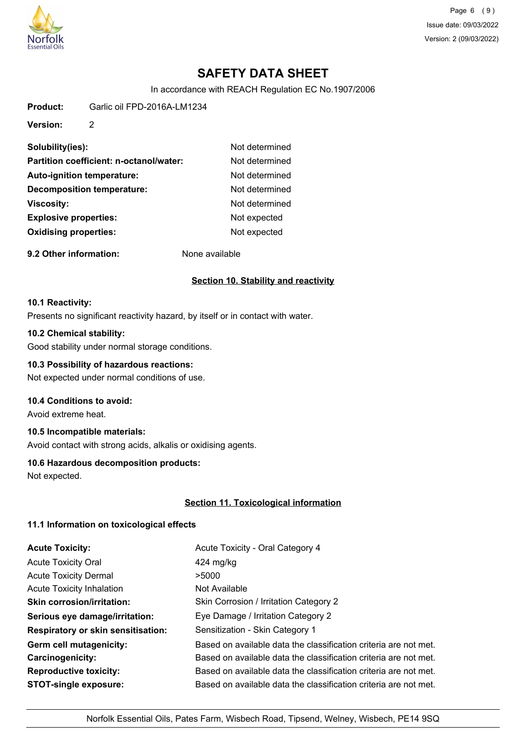# SAFETY DATA SHEET

In accordance with REACH Regulation EC No.1907/2006

**Product:** Garlic oil FPD-2016A-LM1234

**Version:** 2

| | |
|---|---|
| **Solubility(ies):** | Not determined |
| **Partition coefficient: n-octanol/water:** | Not determined |
| **Auto-ignition temperature:** | Not determined |
| **Decomposition temperature:** | Not determined |
| **Viscosity:** | Not determined |
| **Explosive properties:** | Not expected |
| **Oxidising properties:** | Not expected |

**9.2 Other information:** None available

## Section 10. Stability and reactivity

**10.1 Reactivity:**

Presents no significant reactivity hazard, by itself or in contact with water.

**10.2 Chemical stability:**

Good stability under normal storage conditions.

**10.3 Possibility of hazardous reactions:**

Not expected under normal conditions of use.

**10.4 Conditions to avoid:**

Avoid extreme heat.

**10.5 Incompatible materials:**

Avoid contact with strong acids, alkalis or oxidising agents.

**10.6 Hazardous decomposition products:**

Not expected.

## Section 11. Toxicological information

**11.1 Information on toxicological effects**

| | |
|---|---|
| **Acute Toxicity:** | Acute Toxicity - Oral Category 4 |
| Acute Toxicity Oral | 424 mg/kg |
| Acute Toxicity Dermal | >5000 |
| Acute Toxicity Inhalation | Not Available |
| **Skin corrosion/irritation:** | Skin Corrosion / Irritation Category 2 |
| **Serious eye damage/irritation:** | Eye Damage / Irritation Category 2 |
| **Respiratory or skin sensitisation:** | Sensitization - Skin Category 1 |
| **Germ cell mutagenicity:** | Based on available data the classification criteria are not met. |
| **Carcinogenicity:** | Based on available data the classification criteria are not met. |
| **Reproductive toxicity:** | Based on available data the classification criteria are not met. |
| **STOT-single exposure:** | Based on available data the classification criteria are not met. |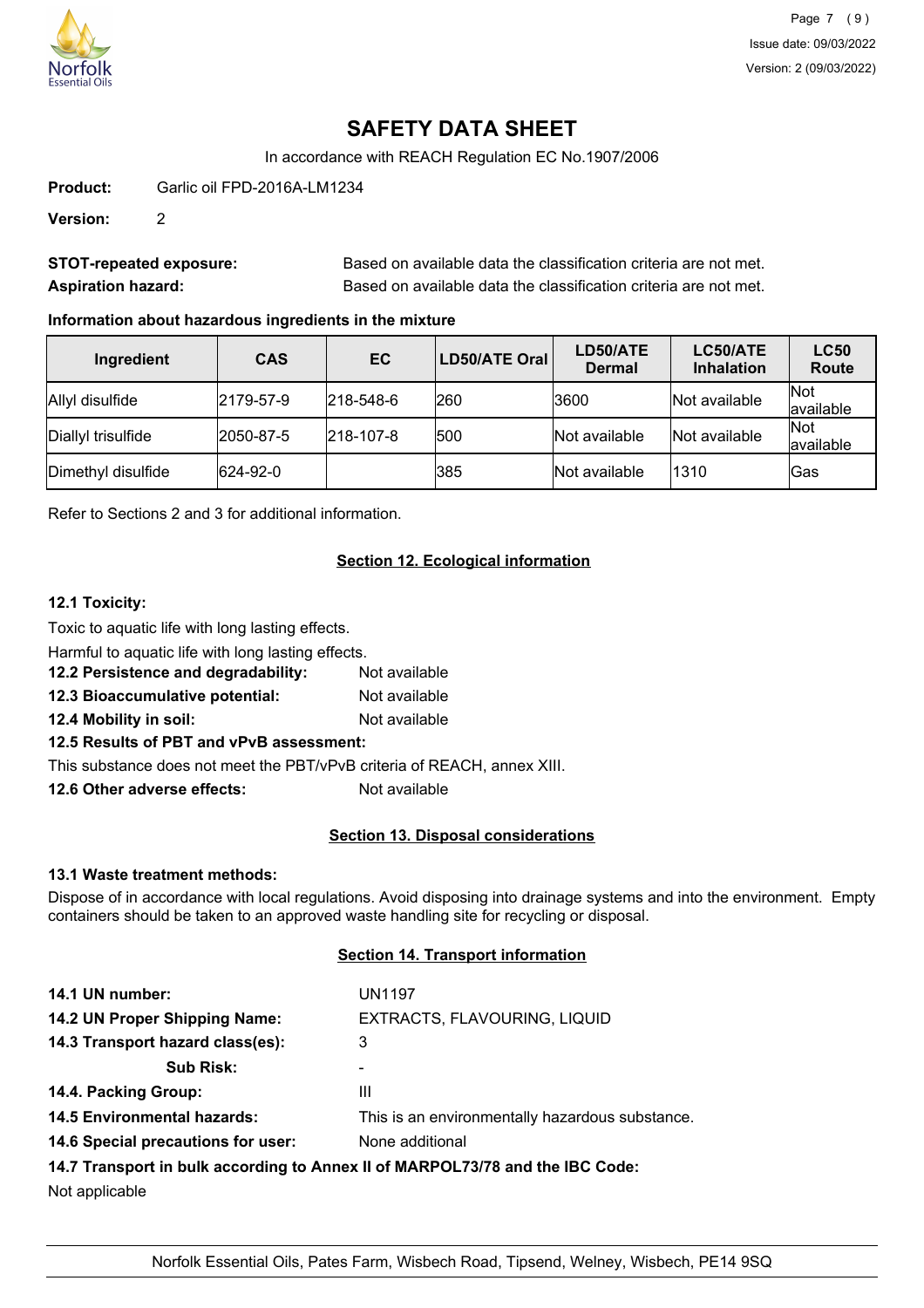# SAFETY DATA SHEET

In accordance with REACH Regulation EC No.1907/2006

**Product:** Garlic oil FPD-2016A-LM1234

**Version:** 2

**STOT-repeated exposure:** Based on available data the classification criteria are not met.

**Aspiration hazard:** Based on available data the classification criteria are not met.

### Information about hazardous ingredients in the mixture

| Ingredient | CAS | EC | LD50/ATE Oral | LD50/ATE Dermal | LC50/ATE Inhalation | LC50 Route |
|---|---|---|---|---|---|---|
| Allyl disulfide | 2179-57-9 | 218-548-6 | 260 | 3600 | Not available | Not available |
| Diallyl trisulfide | 2050-87-5 | 218-107-8 | 500 | Not available | Not available | Not available |
| Dimethyl disulfide | 624-92-0 | | 385 | Not available | 1310 | Gas |

Refer to Sections 2 and 3 for additional information.

## Section 12. Ecological information

**12.1 Toxicity:**

Toxic to aquatic life with long lasting effects.

Harmful to aquatic life with long lasting effects.

**12.2 Persistence and degradability:** Not available

**12.3 Bioaccumulative potential:** Not available

**12.4 Mobility in soil:** Not available

**12.5 Results of PBT and vPvB assessment:**

This substance does not meet the PBT/vPvB criteria of REACH, annex XIII.

**12.6 Other adverse effects:** Not available

## Section 13. Disposal considerations

**13.1 Waste treatment methods:**

Dispose of in accordance with local regulations. Avoid disposing into drainage systems and into the environment. Empty containers should be taken to an approved waste handling site for recycling or disposal.

## Section 14. Transport information

**14.1 UN number:** UN1197

**14.2 UN Proper Shipping Name:** EXTRACTS, FLAVOURING, LIQUID

**14.3 Transport hazard class(es):** 3

**Sub Risk:** -

**14.4. Packing Group:** III

**14.5 Environmental hazards:** This is an environmentally hazardous substance.

**14.6 Special precautions for user:** None additional

**14.7 Transport in bulk according to Annex II of MARPOL73/78 and the IBC Code:**

Not applicable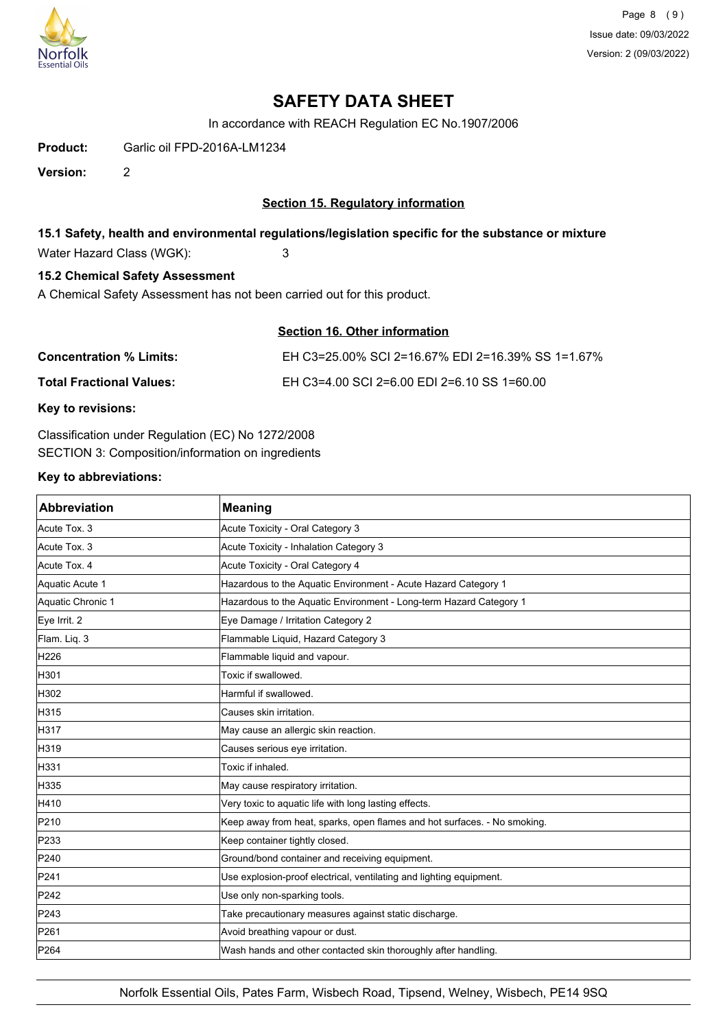# SAFETY DATA SHEET

In accordance with REACH Regulation EC No.1907/2006

**Product:** Garlic oil FPD-2016A-LM1234

**Version:** 2

## Section 15. Regulatory information

### 15.1 Safety, health and environmental regulations/legislation specific for the substance or mixture

Water Hazard Class (WGK): 3

### 15.2 Chemical Safety Assessment

A Chemical Safety Assessment has not been carried out for this product.

## Section 16. Other information

**Concentration % Limits:** EH C3=25.00% SCI 2=16.67% EDI 2=16.39% SS 1=1.67%

**Total Fractional Values:** EH C3=4.00 SCI 2=6.00 EDI 2=6.10 SS 1=60.00

**Key to revisions:**

Classification under Regulation (EC) No 1272/2008
SECTION 3: Composition/information on ingredients

**Key to abbreviations:**

| Abbreviation | Meaning |
|---|---|
| Acute Tox. 3 | Acute Toxicity - Oral Category 3 |
| Acute Tox. 3 | Acute Toxicity - Inhalation Category 3 |
| Acute Tox. 4 | Acute Toxicity - Oral Category 4 |
| Aquatic Acute 1 | Hazardous to the Aquatic Environment - Acute Hazard Category 1 |
| Aquatic Chronic 1 | Hazardous to the Aquatic Environment - Long-term Hazard Category 1 |
| Eye Irrit. 2 | Eye Damage / Irritation Category 2 |
| Flam. Liq. 3 | Flammable Liquid, Hazard Category 3 |
| H226 | Flammable liquid and vapour. |
| H301 | Toxic if swallowed. |
| H302 | Harmful if swallowed. |
| H315 | Causes skin irritation. |
| H317 | May cause an allergic skin reaction. |
| H319 | Causes serious eye irritation. |
| H331 | Toxic if inhaled. |
| H335 | May cause respiratory irritation. |
| H410 | Very toxic to aquatic life with long lasting effects. |
| P210 | Keep away from heat, sparks, open flames and hot surfaces. - No smoking. |
| P233 | Keep container tightly closed. |
| P240 | Ground/bond container and receiving equipment. |
| P241 | Use explosion-proof electrical, ventilating and lighting equipment. |
| P242 | Use only non-sparking tools. |
| P243 | Take precautionary measures against static discharge. |
| P261 | Avoid breathing vapour or dust. |
| P264 | Wash hands and other contacted skin thoroughly after handling. |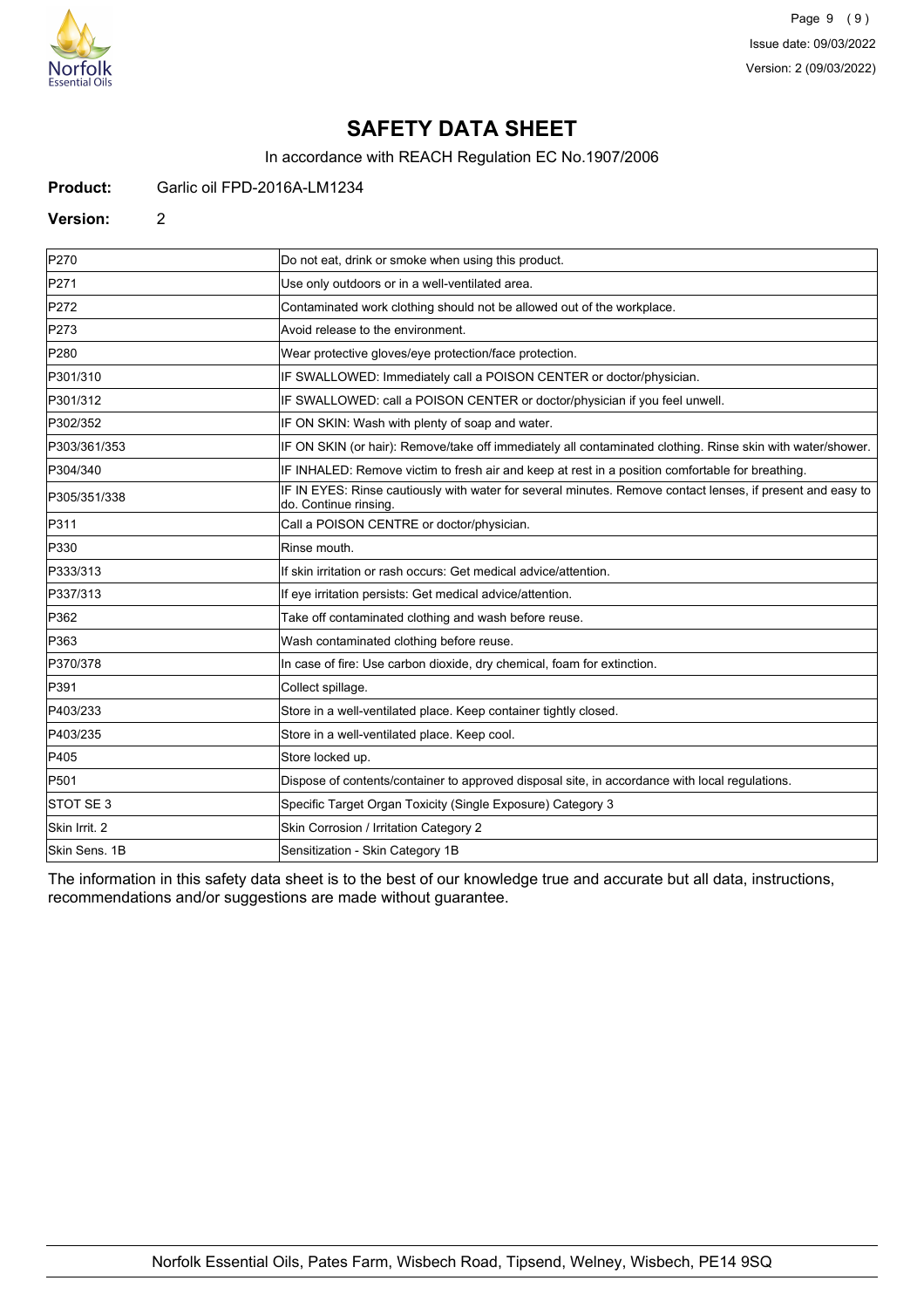# SAFETY DATA SHEET

In accordance with REACH Regulation EC No.1907/2006

**Product:** Garlic oil FPD-2016A-LM1234

**Version:** 2

| | |
|---|---|
| P270 | Do not eat, drink or smoke when using this product. |
| P271 | Use only outdoors or in a well-ventilated area. |
| P272 | Contaminated work clothing should not be allowed out of the workplace. |
| P273 | Avoid release to the environment. |
| P280 | Wear protective gloves/eye protection/face protection. |
| P301/310 | IF SWALLOWED: Immediately call a POISON CENTER or doctor/physician. |
| P301/312 | IF SWALLOWED: call a POISON CENTER or doctor/physician if you feel unwell. |
| P302/352 | IF ON SKIN: Wash with plenty of soap and water. |
| P303/361/353 | IF ON SKIN (or hair): Remove/take off immediately all contaminated clothing. Rinse skin with water/shower. |
| P304/340 | IF INHALED: Remove victim to fresh air and keep at rest in a position comfortable for breathing. |
| P305/351/338 | IF IN EYES: Rinse cautiously with water for several minutes. Remove contact lenses, if present and easy to do. Continue rinsing. |
| P311 | Call a POISON CENTRE or doctor/physician. |
| P330 | Rinse mouth. |
| P333/313 | If skin irritation or rash occurs: Get medical advice/attention. |
| P337/313 | If eye irritation persists: Get medical advice/attention. |
| P362 | Take off contaminated clothing and wash before reuse. |
| P363 | Wash contaminated clothing before reuse. |
| P370/378 | In case of fire: Use carbon dioxide, dry chemical, foam for extinction. |
| P391 | Collect spillage. |
| P403/233 | Store in a well-ventilated place. Keep container tightly closed. |
| P403/235 | Store in a well-ventilated place. Keep cool. |
| P405 | Store locked up. |
| P501 | Dispose of contents/container to approved disposal site, in accordance with local regulations. |
| STOT SE 3 | Specific Target Organ Toxicity (Single Exposure) Category 3 |
| Skin Irrit. 2 | Skin Corrosion / Irritation Category 2 |
| Skin Sens. 1B | Sensitization - Skin Category 1B |

The information in this safety data sheet is to the best of our knowledge true and accurate but all data, instructions, recommendations and/or suggestions are made without guarantee.

Norfolk Essential Oils, Pates Farm, Wisbech Road, Tipsend, Welney, Wisbech, PE14 9SQ